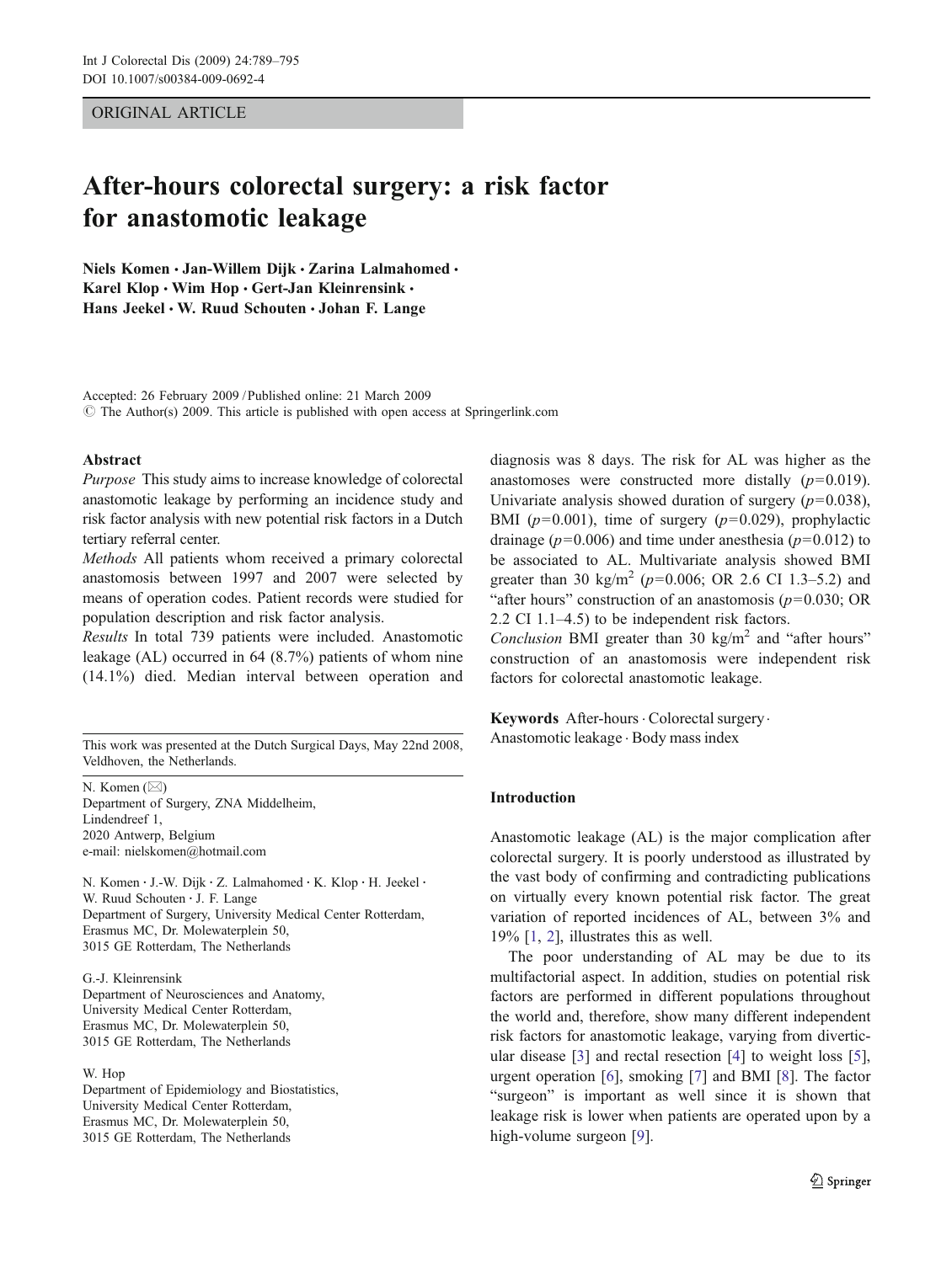ORIGINAL ARTICLE

# After-hours colorectal surgery: a risk factor for anastomotic leakage

**Niels Komen · Jan-Willem Dijk · Zarina Lalmahomed · Karel Klop · Wim Hop · Gert-Jan Kleinrensink · Hans Jeekel · W. Ruud Schouten · Johan F. Lange**

Accepted: 26 February 2009 / Published online: 21 March 2009
© The Author(s) 2009. This article is published with open access at Springerlink.com

**Abstract**

*Purpose* This study aims to increase knowledge of colorectal anastomotic leakage by performing an incidence study and risk factor analysis with new potential risk factors in a Dutch tertiary referral center.

*Methods* All patients whom received a primary colorectal anastomosis between 1997 and 2007 were selected by means of operation codes. Patient records were studied for population description and risk factor analysis.

*Results* In total 739 patients were included. Anastomotic leakage (AL) occurred in 64 (8.7%) patients of whom nine (14.1%) died. Median interval between operation and diagnosis was 8 days. The risk for AL was higher as the anastomoses were constructed more distally ($p$=0.019). Univariate analysis showed duration of surgery ($p$=0.038), BMI ($p$=0.001), time of surgery ($p$=0.029), prophylactic drainage ($p$=0.006) and time under anesthesia ($p$=0.012) to be associated to AL. Multivariate analysis showed BMI greater than 30 kg/m$^2$ ($p$=0.006; OR 2.6 CI 1.3–5.2) and "after hours" construction of an anastomosis ($p$=0.030; OR 2.2 CI 1.1–4.5) to be independent risk factors.

*Conclusion* BMI greater than 30 kg/m$^2$ and "after hours" construction of an anastomosis were independent risk factors for colorectal anastomotic leakage.

**Keywords** After-hours · Colorectal surgery · Anastomotic leakage · Body mass index

This work was presented at the Dutch Surgical Days, May 22nd 2008, Veldhoven, the Netherlands.

N. Komen (✉)
Department of Surgery, ZNA Middelheim,
Lindendreef 1,
2020 Antwerp, Belgium
e-mail: nielskomen@hotmail.com

N. Komen · J.-W. Dijk · Z. Lalmahomed · K. Klop · H. Jeekel · W. Ruud Schouten · J. F. Lange
Department of Surgery, University Medical Center Rotterdam,
Erasmus MC, Dr. Molewaterplein 50,
3015 GE Rotterdam, The Netherlands

G.-J. Kleinrensink
Department of Neurosciences and Anatomy,
University Medical Center Rotterdam,
Erasmus MC, Dr. Molewaterplein 50,
3015 GE Rotterdam, The Netherlands

W. Hop
Department of Epidemiology and Biostatistics,
University Medical Center Rotterdam,
Erasmus MC, Dr. Molewaterplein 50,
3015 GE Rotterdam, The Netherlands

## Introduction

Anastomotic leakage (AL) is the major complication after colorectal surgery. It is poorly understood as illustrated by the vast body of confirming and contradicting publications on virtually every known potential risk factor. The great variation of reported incidences of AL, between 3% and 19% [1, 2], illustrates this as well.

The poor understanding of AL may be due to its multifactorial aspect. In addition, studies on potential risk factors are performed in different populations throughout the world and, therefore, show many different independent risk factors for anastomotic leakage, varying from diverticular disease [3] and rectal resection [4] to weight loss [5], urgent operation [6], smoking [7] and BMI [8]. The factor "surgeon" is important as well since it is shown that leakage risk is lower when patients are operated upon by a high-volume surgeon [9].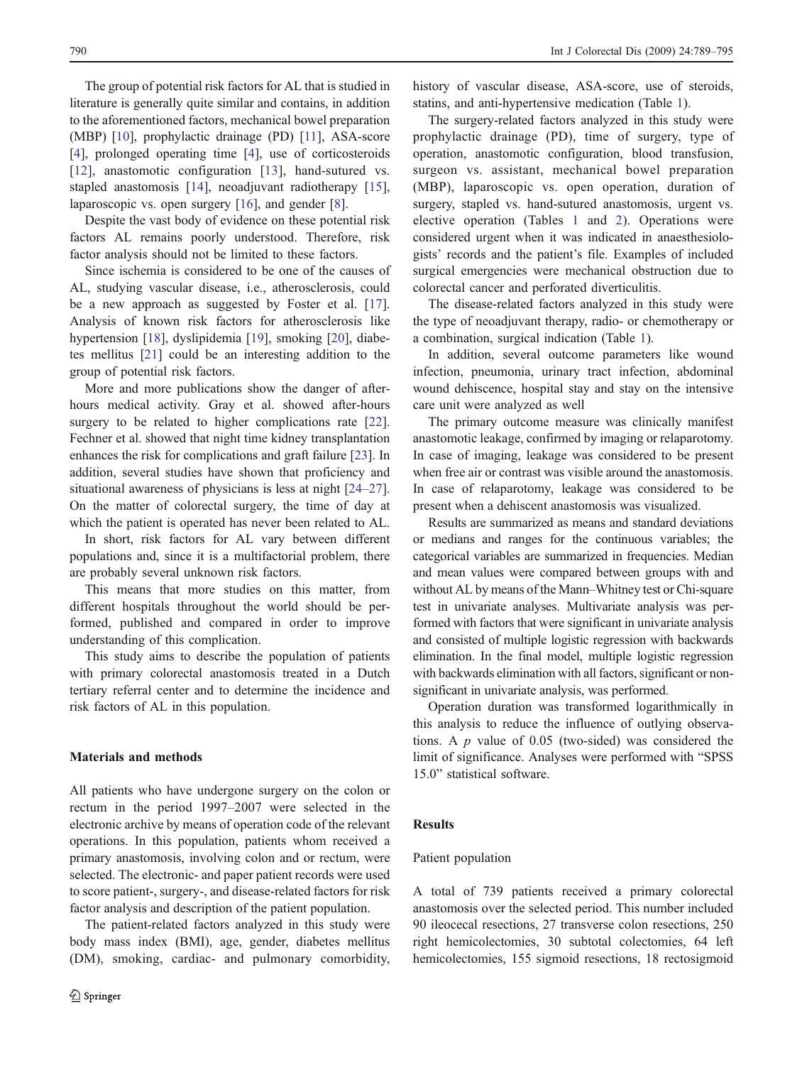The group of potential risk factors for AL that is studied in literature is generally quite similar and contains, in addition to the aforementioned factors, mechanical bowel preparation (MBP) [10], prophylactic drainage (PD) [11], ASA-score [4], prolonged operating time [4], use of corticosteroids [12], anastomotic configuration [13], hand-sutured vs. stapled anastomosis [14], neoadjuvant radiotherapy [15], laparoscopic vs. open surgery [16], and gender [8].

Despite the vast body of evidence on these potential risk factors AL remains poorly understood. Therefore, risk factor analysis should not be limited to these factors.

Since ischemia is considered to be one of the causes of AL, studying vascular disease, i.e., atherosclerosis, could be a new approach as suggested by Foster et al. [17]. Analysis of known risk factors for atherosclerosis like hypertension [18], dyslipidemia [19], smoking [20], diabetes mellitus [21] could be an interesting addition to the group of potential risk factors.

More and more publications show the danger of after-hours medical activity. Gray et al. showed after-hours surgery to be related to higher complications rate [22]. Fechner et al. showed that night time kidney transplantation enhances the risk for complications and graft failure [23]. In addition, several studies have shown that proficiency and situational awareness of physicians is less at night [24–27]. On the matter of colorectal surgery, the time of day at which the patient is operated has never been related to AL.

In short, risk factors for AL vary between different populations and, since it is a multifactorial problem, there are probably several unknown risk factors.

This means that more studies on this matter, from different hospitals throughout the world should be performed, published and compared in order to improve understanding of this complication.

This study aims to describe the population of patients with primary colorectal anastomosis treated in a Dutch tertiary referral center and to determine the incidence and risk factors of AL in this population.

## Materials and methods

All patients who have undergone surgery on the colon or rectum in the period 1997–2007 were selected in the electronic archive by means of operation code of the relevant operations. In this population, patients whom received a primary anastomosis, involving colon and or rectum, were selected. The electronic- and paper patient records were used to score patient-, surgery-, and disease-related factors for risk factor analysis and description of the patient population.

The patient-related factors analyzed in this study were body mass index (BMI), age, gender, diabetes mellitus (DM), smoking, cardiac- and pulmonary comorbidity, history of vascular disease, ASA-score, use of steroids, statins, and anti-hypertensive medication (Table 1).

The surgery-related factors analyzed in this study were prophylactic drainage (PD), time of surgery, type of operation, anastomotic configuration, blood transfusion, surgeon vs. assistant, mechanical bowel preparation (MBP), laparoscopic vs. open operation, duration of surgery, stapled vs. hand-sutured anastomosis, urgent vs. elective operation (Tables 1 and 2). Operations were considered urgent when it was indicated in anaesthesiologists' records and the patient's file. Examples of included surgical emergencies were mechanical obstruction due to colorectal cancer and perforated diverticulitis.

The disease-related factors analyzed in this study were the type of neoadjuvant therapy, radio- or chemotherapy or a combination, surgical indication (Table 1).

In addition, several outcome parameters like wound infection, pneumonia, urinary tract infection, abdominal wound dehiscence, hospital stay and stay on the intensive care unit were analyzed as well

The primary outcome measure was clinically manifest anastomotic leakage, confirmed by imaging or relaparotomy. In case of imaging, leakage was considered to be present when free air or contrast was visible around the anastomosis. In case of relaparotomy, leakage was considered to be present when a dehiscent anastomosis was visualized.

Results are summarized as means and standard deviations or medians and ranges for the continuous variables; the categorical variables are summarized in frequencies. Median and mean values were compared between groups with and without AL by means of the Mann–Whitney test or Chi-square test in univariate analyses. Multivariate analysis was performed with factors that were significant in univariate analysis and consisted of multiple logistic regression with backwards elimination. In the final model, multiple logistic regression with backwards elimination with all factors, significant or non-significant in univariate analysis, was performed.

Operation duration was transformed logarithmically in this analysis to reduce the influence of outlying observations. A $p$ value of 0.05 (two-sided) was considered the limit of significance. Analyses were performed with "SPSS 15.0" statistical software.

## Results

### Patient population

A total of 739 patients received a primary colorectal anastomosis over the selected period. This number included 90 ileocecal resections, 27 transverse colon resections, 250 right hemicolectomies, 30 subtotal colectomies, 64 left hemicolectomies, 155 sigmoid resections, 18 rectosigmoid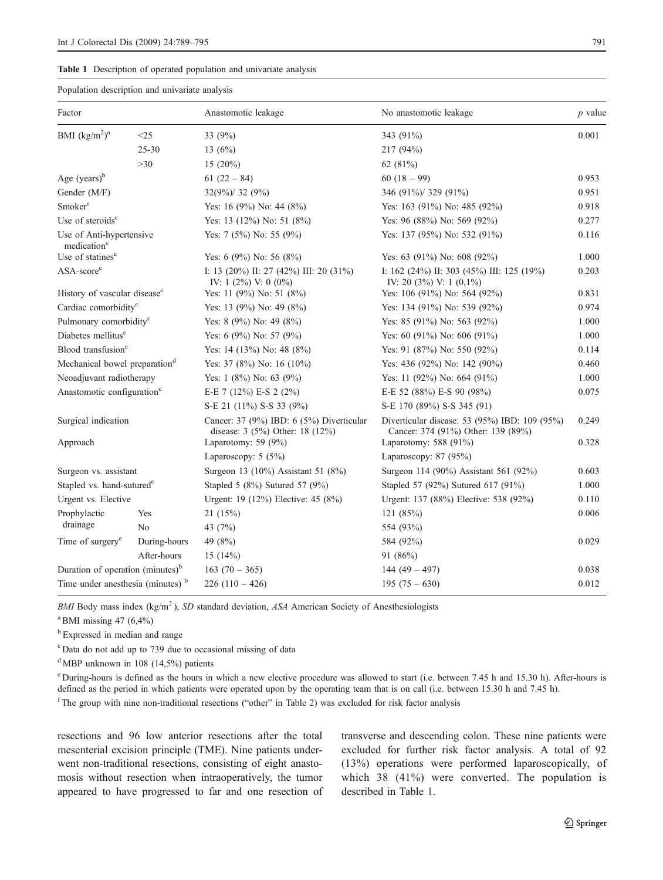**Table 1** Description of operated population and univariate analysis

Population description and univariate analysis

| Factor | | Anastomotic leakage | No anastomotic leakage | *p* value |
|---|---|---|---|---|
| BMI (kg/m$^2$)[a] | <25 | 33 (9%) | 343 (91%) | 0.001 |
| | 25-30 | 13 (6%) | 217 (94%) | |
| | >30 | 15 (20%) | 62 (81%) | |
| Age (years)[b] | | 61 (22 – 84) | 60 (18 – 99) | 0.953 |
| Gender (M/F) | | 32(9%)/ 32 (9%) | 346 (91%)/ 329 (91%) | 0.951 |
| Smoker[c] | | Yes: 16 (9%) No: 44 (8%) | Yes: 163 (91%) No: 485 (92%) | 0.918 |
| Use of steroids[c] | | Yes: 13 (12%) No: 51 (8%) | Yes: 96 (88%) No: 569 (92%) | 0.277 |
| Use of Anti-hypertensive medication[c] | | Yes: 7 (5%) No: 55 (9%) | Yes: 137 (95%) No: 532 (91%) | 0.116 |
| Use of statines[c] | | Yes: 6 (9%) No: 56 (8%) | Yes: 63 (91%) No: 608 (92%) | 1.000 |
| ASA-score[c] | | I: 13 (20%) II: 27 (42%) III: 20 (31%) IV: 1 (2%) V: 0 (0%) | I: 162 (24%) II: 303 (45%) III: 125 (19%) IV: 20 (3%) V: 1 (0,1%) | 0.203 |
| History of vascular disease[c] | | Yes: 11 (9%) No: 51 (8%) | Yes: 106 (91%) No: 564 (92%) | 0.831 |
| Cardiac comorbidity[c] | | Yes: 13 (9%) No: 49 (8%) | Yes: 134 (91%) No: 539 (92%) | 0.974 |
| Pulmonary comorbidity[c] | | Yes: 8 (9%) No: 49 (8%) | Yes: 85 (91%) No: 563 (92%) | 1.000 |
| Diabetes mellitus[c] | | Yes: 6 (9%) No: 57 (9%) | Yes: 60 (91%) No: 606 (91%) | 1.000 |
| Blood transfusion[c] | | Yes: 14 (13%) No: 48 (8%) | Yes: 91 (87%) No: 550 (92%) | 0.114 |
| Mechanical bowel preparation[d] | | Yes: 37 (8%) No: 16 (10%) | Yes: 436 (92%) No: 142 (90%) | 0.460 |
| Neoadjuvant radiotherapy | | Yes: 1 (8%) No: 63 (9%) | Yes: 11 (92%) No: 664 (91%) | 1.000 |
| Anastomotic configuration[c] | | E-E 7 (12%) E-S 2 (2%) | E-E 52 (88%) E-S 90 (98%) | 0.075 |
| | | S-E 21 (11%) S-S 33 (9%) | S-E 170 (89%) S-S 345 (91) | |
| Surgical indication | | Cancer: 37 (9%) IBD: 6 (5%) Diverticular disease: 3 (5%) Other: 18 (12%) | Diverticular disease: 53 (95%) IBD: 109 (95%) Cancer: 374 (91%) Other: 139 (89%) | 0.249 |
| Approach | | Laparotomy: 59 (9%) | Laparotomy: 588 (91%) | 0.328 |
| | | Laparoscopy: 5 (5%) | Laparoscopy: 87 (95%) | |
| Surgeon vs. assistant | | Surgeon 13 (10%) Assistant 51 (8%) | Surgeon 114 (90%) Assistant 561 (92%) | 0.603 |
| Stapled vs. hand-sutured[c] | | Stapled 5 (8%) Sutured 57 (9%) | Stapled 57 (92%) Sutured 617 (91%) | 1.000 |
| Urgent vs. Elective | | Urgent: 19 (12%) Elective: 45 (8%) | Urgent: 137 (88%) Elective: 538 (92%) | 0.110 |
| Prophylactic drainage | Yes | 21 (15%) | 121 (85%) | 0.006 |
| | No | 43 (7%) | 554 (93%) | |
| Time of surgery[e] | During-hours | 49 (8%) | 584 (92%) | 0.029 |
| | After-hours | 15 (14%) | 91 (86%) | |
| Duration of operation (minutes)[b] | | 163 (70 – 365) | 144 (49 – 497) | 0.038 |
| Time under anesthesia (minutes)[b] | | 226 (110 – 426) | 195 (75 – 630) | 0.012 |

*BMI* Body mass index (kg/m$^2$), *SD* standard deviation, *ASA* American Society of Anesthesiologists

[a] BMI missing 47 (6,4%)

[b] Expressed in median and range

[c] Data do not add up to 739 due to occasional missing of data

[d] MBP unknown in 108 (14,5%) patients

[e] During-hours is defined as the hours in which a new elective procedure was allowed to start (i.e. between 7.45 h and 15.30 h). After-hours is defined as the period in which patients were operated upon by the operating team that is on call (i.e. between 15.30 h and 7.45 h).

[f] The group with nine non-traditional resections ("other" in Table 2) was excluded for risk factor analysis

resections and 96 low anterior resections after the total mesenterial excision principle (TME). Nine patients underwent non-traditional resections, consisting of eight anastomosis without resection when intraoperatively, the tumor appeared to have progressed to far and one resection of transverse and descending colon. These nine patients were excluded for further risk factor analysis. A total of 92 (13%) operations were performed laparoscopically, of which 38 (41%) were converted. The population is described in Table 1.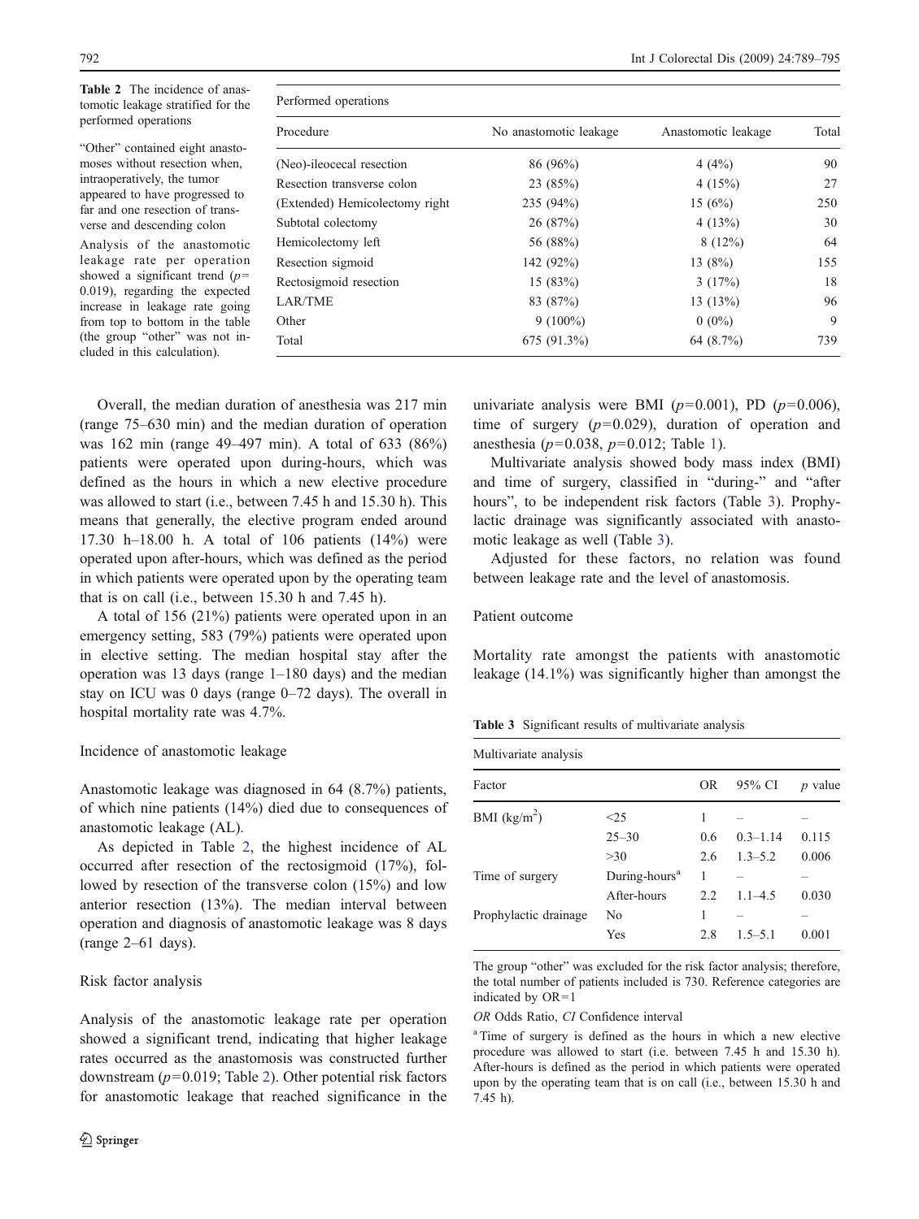**Table 2** The incidence of anastomotic leakage stratified for the performed operations

| Performed operations | | | |
|---|---|---|---|
| Procedure | No anastomotic leakage | Anastomotic leakage | Total |
| (Neo)-ileocecal resection | 86 (96%) | 4 (4%) | 90 |
| Resection transverse colon | 23 (85%) | 4 (15%) | 27 |
| (Extended) Hemicolectomy right | 235 (94%) | 15 (6%) | 250 |
| Subtotal colectomy | 26 (87%) | 4 (13%) | 30 |
| Hemicolectomy left | 56 (88%) | 8 (12%) | 64 |
| Resection sigmoid | 142 (92%) | 13 (8%) | 155 |
| Rectosigmoid resection | 15 (83%) | 3 (17%) | 18 |
| LAR/TME | 83 (87%) | 13 (13%) | 96 |
| Other | 9 (100%) | 0 (0%) | 9 |
| Total | 675 (91.3%) | 64 (8.7%) | 739 |

"Other" contained eight anastomoses without resection when, intraoperatively, the tumor appeared to have progressed to far and one resection of transverse and descending colon

Analysis of the anastomotic leakage rate per operation showed a significant trend ($p=0.019$), regarding the expected increase in leakage rate going from top to bottom in the table (the group "other" was not included in this calculation).

Overall, the median duration of anesthesia was 217 min (range 75–630 min) and the median duration of operation was 162 min (range 49–497 min). A total of 633 (86%) patients were operated upon during-hours, which was defined as the hours in which a new elective procedure was allowed to start (i.e., between 7.45 h and 15.30 h). This means that generally, the elective program ended around 17.30 h–18.00 h. A total of 106 patients (14%) were operated upon after-hours, which was defined as the period in which patients were operated upon by the operating team that is on call (i.e., between 15.30 h and 7.45 h).

A total of 156 (21%) patients were operated upon in an emergency setting, 583 (79%) patients were operated upon in elective setting. The median hospital stay after the operation was 13 days (range 1–180 days) and the median stay on ICU was 0 days (range 0–72 days). The overall in hospital mortality rate was 4.7%.

### Incidence of anastomotic leakage

Anastomotic leakage was diagnosed in 64 (8.7%) patients, of which nine patients (14%) died due to consequences of anastomotic leakage (AL).

As depicted in Table 2, the highest incidence of AL occurred after resection of the rectosigmoid (17%), followed by resection of the transverse colon (15%) and low anterior resection (13%). The median interval between operation and diagnosis of anastomotic leakage was 8 days (range 2–61 days).

### Risk factor analysis

Analysis of the anastomotic leakage rate per operation showed a significant trend, indicating that higher leakage rates occurred as the anastomosis was constructed further downstream ($p=0.019$; Table 2). Other potential risk factors for anastomotic leakage that reached significance in the univariate analysis were BMI ($p=0.001$), PD ($p=0.006$), time of surgery ($p=0.029$), duration of operation and anesthesia ($p=0.038$, $p=0.012$; Table 1).

Multivariate analysis showed body mass index (BMI) and time of surgery, classified in "during-" and "after hours", to be independent risk factors (Table 3). Prophylactic drainage was significantly associated with anastomotic leakage as well (Table 3).

Adjusted for these factors, no relation was found between leakage rate and the level of anastomosis.

### Patient outcome

Mortality rate amongst the patients with anastomotic leakage (14.1%) was significantly higher than amongst the

**Table 3** Significant results of multivariate analysis

| Multivariate analysis | | | | |
|---|---|---|---|---|
| Factor | | OR | 95% CI | *p* value |
| BMI (kg/m$^2$) | <25 | 1 | – | – |
| | 25–30 | 0.6 | 0.3–1.14 | 0.115 |
| | >30 | 2.6 | 1.3–5.2 | 0.006 |
| Time of surgery | During-hours[a] | 1 | – | – |
| | After-hours | 2.2 | 1.1–4.5 | 0.030 |
| Prophylactic drainage | No | 1 | – | – |
| | Yes | 2.8 | 1.5–5.1 | 0.001 |

The group "other" was excluded for the risk factor analysis; therefore, the total number of patients included is 730. Reference categories are indicated by OR=1

*OR* Odds Ratio, *CI* Confidence interval

[a] Time of surgery is defined as the hours in which a new elective procedure was allowed to start (i.e. between 7.45 h and 15.30 h). After-hours is defined as the period in which patients were operated upon by the operating team that is on call (i.e., between 15.30 h and 7.45 h).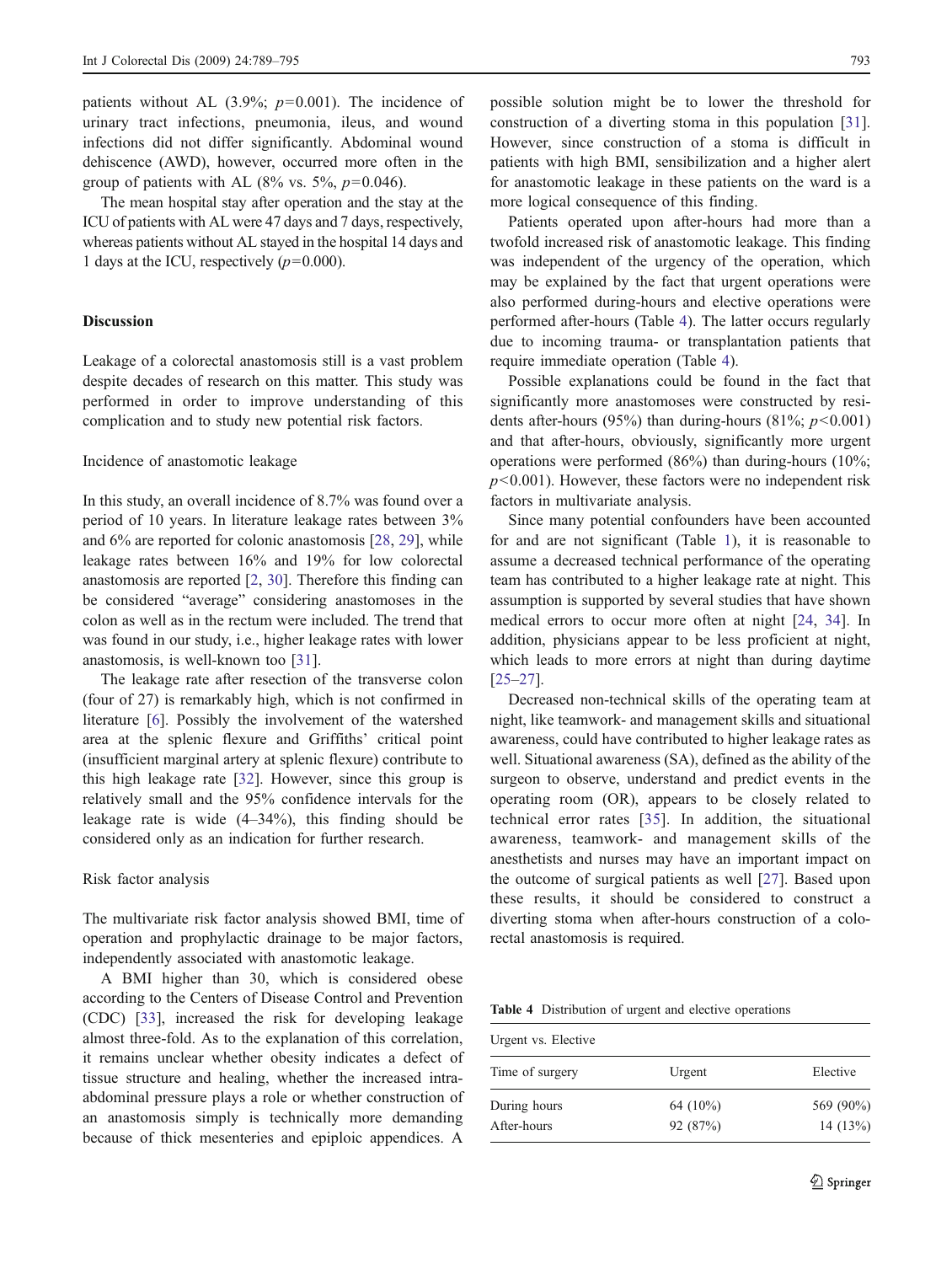patients without AL (3.9%; $p=0.001$). The incidence of urinary tract infections, pneumonia, ileus, and wound infections did not differ significantly. Abdominal wound dehiscence (AWD), however, occurred more often in the group of patients with AL (8% vs. 5%, $p=0.046$).

The mean hospital stay after operation and the stay at the ICU of patients with AL were 47 days and 7 days, respectively, whereas patients without AL stayed in the hospital 14 days and 1 days at the ICU, respectively ($p=0.000$).

## Discussion

Leakage of a colorectal anastomosis still is a vast problem despite decades of research on this matter. This study was performed in order to improve understanding of this complication and to study new potential risk factors.

### Incidence of anastomotic leakage

In this study, an overall incidence of 8.7% was found over a period of 10 years. In literature leakage rates between 3% and 6% are reported for colonic anastomosis [28, 29], while leakage rates between 16% and 19% for low colorectal anastomosis are reported [2, 30]. Therefore this finding can be considered "average" considering anastomoses in the colon as well as in the rectum were included. The trend that was found in our study, i.e., higher leakage rates with lower anastomosis, is well-known too [31].

The leakage rate after resection of the transverse colon (four of 27) is remarkably high, which is not confirmed in literature [6]. Possibly the involvement of the watershed area at the splenic flexure and Griffiths' critical point (insufficient marginal artery at splenic flexure) contribute to this high leakage rate [32]. However, since this group is relatively small and the 95% confidence intervals for the leakage rate is wide (4–34%), this finding should be considered only as an indication for further research.

### Risk factor analysis

The multivariate risk factor analysis showed BMI, time of operation and prophylactic drainage to be major factors, independently associated with anastomotic leakage.

A BMI higher than 30, which is considered obese according to the Centers of Disease Control and Prevention (CDC) [33], increased the risk for developing leakage almost three-fold. As to the explanation of this correlation, it remains unclear whether obesity indicates a defect of tissue structure and healing, whether the increased intra-abdominal pressure plays a role or whether construction of an anastomosis simply is technically more demanding because of thick mesenteries and epiploic appendices. A possible solution might be to lower the threshold for construction of a diverting stoma in this population [31]. However, since construction of a stoma is difficult in patients with high BMI, sensibilization and a higher alert for anastomotic leakage in these patients on the ward is a more logical consequence of this finding.

Patients operated upon after-hours had more than a twofold increased risk of anastomotic leakage. This finding was independent of the urgency of the operation, which may be explained by the fact that urgent operations were also performed during-hours and elective operations were performed after-hours (Table 4). The latter occurs regularly due to incoming trauma- or transplantation patients that require immediate operation (Table 4).

Possible explanations could be found in the fact that significantly more anastomoses were constructed by residents after-hours (95%) than during-hours (81%; $p<0.001$) and that after-hours, obviously, significantly more urgent operations were performed (86%) than during-hours (10%; $p<0.001$). However, these factors were no independent risk factors in multivariate analysis.

Since many potential confounders have been accounted for and are not significant (Table 1), it is reasonable to assume a decreased technical performance of the operating team has contributed to a higher leakage rate at night. This assumption is supported by several studies that have shown medical errors to occur more often at night [24, 34]. In addition, physicians appear to be less proficient at night, which leads to more errors at night than during daytime [25–27].

Decreased non-technical skills of the operating team at night, like teamwork- and management skills and situational awareness, could have contributed to higher leakage rates as well. Situational awareness (SA), defined as the ability of the surgeon to observe, understand and predict events in the operating room (OR), appears to be closely related to technical error rates [35]. In addition, the situational awareness, teamwork- and management skills of the anesthetists and nurses may have an important impact on the outcome of surgical patients as well [27]. Based upon these results, it should be considered to construct a diverting stoma when after-hours construction of a colorectal anastomosis is required.

**Table 4** Distribution of urgent and elective operations

| Urgent vs. Elective | | |
|---|---|---|
| Time of surgery | Urgent | Elective |
| During hours | 64 (10%) | 569 (90%) |
| After-hours | 92 (87%) | 14 (13%) |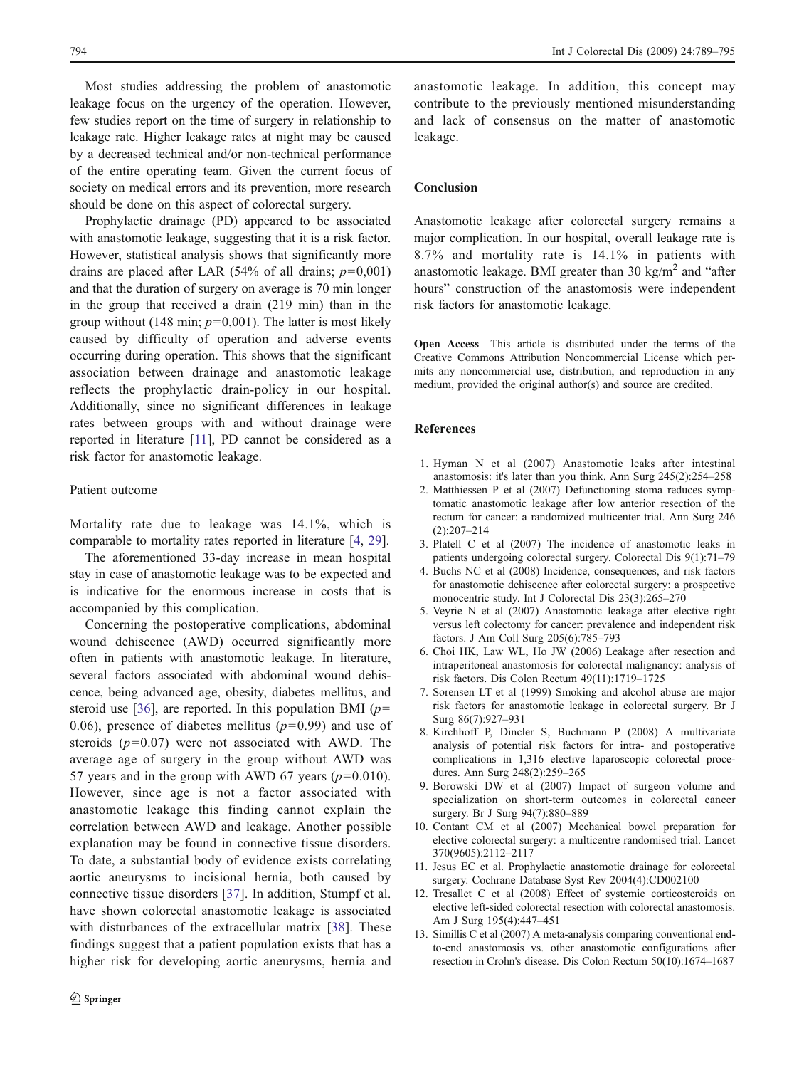Most studies addressing the problem of anastomotic leakage focus on the urgency of the operation. However, few studies report on the time of surgery in relationship to leakage rate. Higher leakage rates at night may be caused by a decreased technical and/or non-technical performance of the entire operating team. Given the current focus of society on medical errors and its prevention, more research should be done on this aspect of colorectal surgery.

Prophylactic drainage (PD) appeared to be associated with anastomotic leakage, suggesting that it is a risk factor. However, statistical analysis shows that significantly more drains are placed after LAR (54% of all drains; $p=0{,}001$) and that the duration of surgery on average is 70 min longer in the group that received a drain (219 min) than in the group without (148 min; $p=0{,}001$). The latter is most likely caused by difficulty of operation and adverse events occurring during operation. This shows that the significant association between drainage and anastomotic leakage reflects the prophylactic drain-policy in our hospital. Additionally, since no significant differences in leakage rates between groups with and without drainage were reported in literature [11], PD cannot be considered as a risk factor for anastomotic leakage.

### Patient outcome

Mortality rate due to leakage was 14.1%, which is comparable to mortality rates reported in literature [4, 29].

The aforementioned 33-day increase in mean hospital stay in case of anastomotic leakage was to be expected and is indicative for the enormous increase in costs that is accompanied by this complication.

Concerning the postoperative complications, abdominal wound dehiscence (AWD) occurred significantly more often in patients with anastomotic leakage. In literature, several factors associated with abdominal wound dehiscence, being advanced age, obesity, diabetes mellitus, and steroid use [36], are reported. In this population BMI ($p=0.06$), presence of diabetes mellitus ($p=0.99$) and use of steroids ($p=0.07$) were not associated with AWD. The average age of surgery in the group without AWD was 57 years and in the group with AWD 67 years ($p=0.010$). However, since age is not a factor associated with anastomotic leakage this finding cannot explain the correlation between AWD and leakage. Another possible explanation may be found in connective tissue disorders. To date, a substantial body of evidence exists correlating aortic aneurysms to incisional hernia, both caused by connective tissue disorders [37]. In addition, Stumpf et al. have shown colorectal anastomotic leakage is associated with disturbances of the extracellular matrix [38]. These findings suggest that a patient population exists that has a higher risk for developing aortic aneurysms, hernia and anastomotic leakage. In addition, this concept may contribute to the previously mentioned misunderstanding and lack of consensus on the matter of anastomotic leakage.

## Conclusion

Anastomotic leakage after colorectal surgery remains a major complication. In our hospital, overall leakage rate is 8.7% and mortality rate is 14.1% in patients with anastomotic leakage. BMI greater than 30 kg/m$^2$ and "after hours" construction of the anastomosis were independent risk factors for anastomotic leakage.

**Open Access** This article is distributed under the terms of the Creative Commons Attribution Noncommercial License which permits any noncommercial use, distribution, and reproduction in any medium, provided the original author(s) and source are credited.

## References

1. Hyman N et al (2007) Anastomotic leaks after intestinal anastomosis: it's later than you think. Ann Surg 245(2):254–258
2. Matthiessen P et al (2007) Defunctioning stoma reduces symptomatic anastomotic leakage after low anterior resection of the rectum for cancer: a randomized multicenter trial. Ann Surg 246(2):207–214
3. Platell C et al (2007) The incidence of anastomotic leaks in patients undergoing colorectal surgery. Colorectal Dis 9(1):71–79
4. Buchs NC et al (2008) Incidence, consequences, and risk factors for anastomotic dehiscence after colorectal surgery: a prospective monocentric study. Int J Colorectal Dis 23(3):265–270
5. Veyrie N et al (2007) Anastomotic leakage after elective right versus left colectomy for cancer: prevalence and independent risk factors. J Am Coll Surg 205(6):785–793
6. Choi HK, Law WL, Ho JW (2006) Leakage after resection and intraperitoneal anastomosis for colorectal malignancy: analysis of risk factors. Dis Colon Rectum 49(11):1719–1725
7. Sorensen LT et al (1999) Smoking and alcohol abuse are major risk factors for anastomotic leakage in colorectal surgery. Br J Surg 86(7):927–931
8. Kirchhoff P, Dincler S, Buchmann P (2008) A multivariate analysis of potential risk factors for intra- and postoperative complications in 1,316 elective laparoscopic colorectal procedures. Ann Surg 248(2):259–265
9. Borowski DW et al (2007) Impact of surgeon volume and specialization on short-term outcomes in colorectal cancer surgery. Br J Surg 94(7):880–889
10. Contant CM et al (2007) Mechanical bowel preparation for elective colorectal surgery: a multicentre randomised trial. Lancet 370(9605):2112–2117
11. Jesus EC et al. Prophylactic anastomotic drainage for colorectal surgery. Cochrane Database Syst Rev 2004(4):CD002100
12. Tresallet C et al (2008) Effect of systemic corticosteroids on elective left-sided colorectal resection with colorectal anastomosis. Am J Surg 195(4):447–451
13. Simillis C et al (2007) A meta-analysis comparing conventional end-to-end anastomosis vs. other anastomotic configurations after resection in Crohn's disease. Dis Colon Rectum 50(10):1674–1687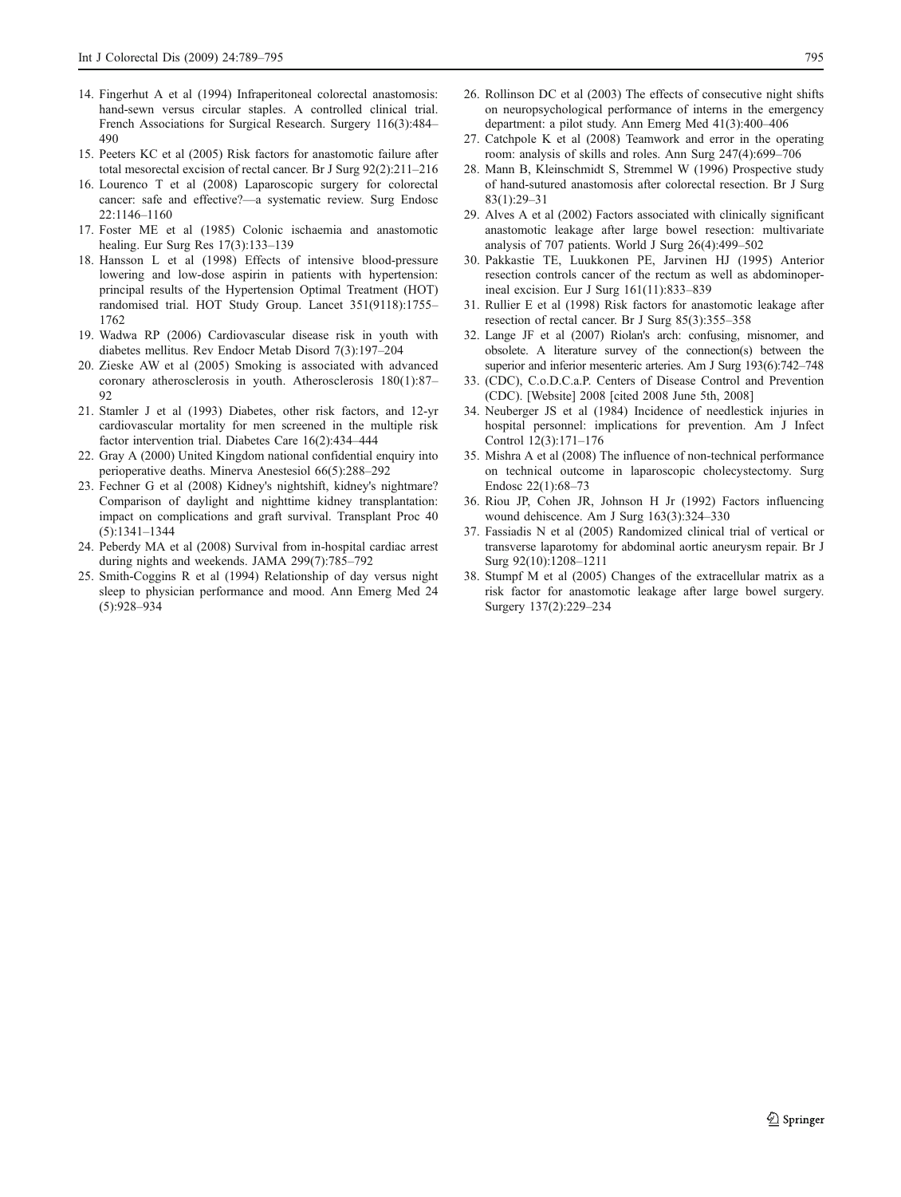14. Fingerhut A et al (1994) Infraperitoneal colorectal anastomosis: hand-sewn versus circular staples. A controlled clinical trial. French Associations for Surgical Research. Surgery 116(3):484–490
15. Peeters KC et al (2005) Risk factors for anastomotic failure after total mesorectal excision of rectal cancer. Br J Surg 92(2):211–216
16. Lourenco T et al (2008) Laparoscopic surgery for colorectal cancer: safe and effective?—a systematic review. Surg Endosc 22:1146–1160
17. Foster ME et al (1985) Colonic ischaemia and anastomotic healing. Eur Surg Res 17(3):133–139
18. Hansson L et al (1998) Effects of intensive blood-pressure lowering and low-dose aspirin in patients with hypertension: principal results of the Hypertension Optimal Treatment (HOT) randomised trial. HOT Study Group. Lancet 351(9118):1755–1762
19. Wadwa RP (2006) Cardiovascular disease risk in youth with diabetes mellitus. Rev Endocr Metab Disord 7(3):197–204
20. Zieske AW et al (2005) Smoking is associated with advanced coronary atherosclerosis in youth. Atherosclerosis 180(1):87–92
21. Stamler J et al (1993) Diabetes, other risk factors, and 12-yr cardiovascular mortality for men screened in the multiple risk factor intervention trial. Diabetes Care 16(2):434–444
22. Gray A (2000) United Kingdom national confidential enquiry into perioperative deaths. Minerva Anestesiol 66(5):288–292
23. Fechner G et al (2008) Kidney's nightshift, kidney's nightmare? Comparison of daylight and nighttime kidney transplantation: impact on complications and graft survival. Transplant Proc 40 (5):1341–1344
24. Peberdy MA et al (2008) Survival from in-hospital cardiac arrest during nights and weekends. JAMA 299(7):785–792
25. Smith-Coggins R et al (1994) Relationship of day versus night sleep to physician performance and mood. Ann Emerg Med 24 (5):928–934
26. Rollinson DC et al (2003) The effects of consecutive night shifts on neuropsychological performance of interns in the emergency department: a pilot study. Ann Emerg Med 41(3):400–406
27. Catchpole K et al (2008) Teamwork and error in the operating room: analysis of skills and roles. Ann Surg 247(4):699–706
28. Mann B, Kleinschmidt S, Stremmel W (1996) Prospective study of hand-sutured anastomosis after colorectal resection. Br J Surg 83(1):29–31
29. Alves A et al (2002) Factors associated with clinically significant anastomotic leakage after large bowel resection: multivariate analysis of 707 patients. World J Surg 26(4):499–502
30. Pakkastie TE, Luukkonen PE, Jarvinen HJ (1995) Anterior resection controls cancer of the rectum as well as abdominoperineal excision. Eur J Surg 161(11):833–839
31. Rullier E et al (1998) Risk factors for anastomotic leakage after resection of rectal cancer. Br J Surg 85(3):355–358
32. Lange JF et al (2007) Riolan's arch: confusing, misnomer, and obsolete. A literature survey of the connection(s) between the superior and inferior mesenteric arteries. Am J Surg 193(6):742–748
33. (CDC), C.o.D.C.a.P. Centers of Disease Control and Prevention (CDC). [Website] 2008 [cited 2008 June 5th, 2008]
34. Neuberger JS et al (1984) Incidence of needlestick injuries in hospital personnel: implications for prevention. Am J Infect Control 12(3):171–176
35. Mishra A et al (2008) The influence of non-technical performance on technical outcome in laparoscopic cholecystectomy. Surg Endosc 22(1):68–73
36. Riou JP, Cohen JR, Johnson H Jr (1992) Factors influencing wound dehiscence. Am J Surg 163(3):324–330
37. Fassiadis N et al (2005) Randomized clinical trial of vertical or transverse laparotomy for abdominal aortic aneurysm repair. Br J Surg 92(10):1208–1211
38. Stumpf M et al (2005) Changes of the extracellular matrix as a risk factor for anastomotic leakage after large bowel surgery. Surgery 137(2):229–234